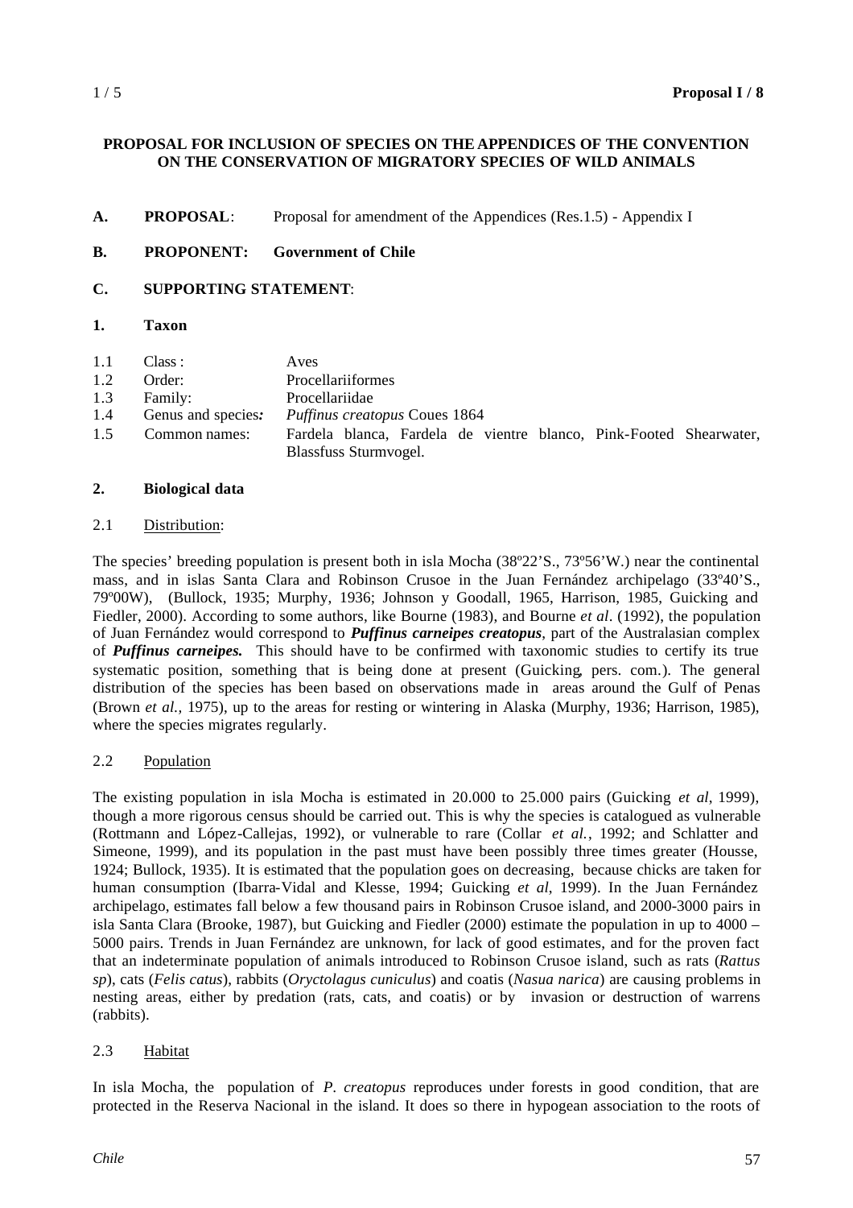**PROPOSAL FOR INCLUSION OF SPECIES ON THE APPENDICES OF THE CONVENTION ON THE CONSERVATION OF MIGRATORY SPECIES OF WILD ANIMALS**

**A. PROPOSAL**: Proposal for amendment of the Appendices (Res.1.5) - Appendix I

**B. PROPONENT: Government of Chile**

**C. SUPPORTING STATEMENT**:

**1. Taxon**

| | | |
|---|---|---|
| 1.1 | Class : | Aves |
| 1.2 | Order: | Procellariiformes |
| 1.3 | Family: | Procellariidae |
| 1.4 | Genus and species*:* | *Puffinus creatopus* Coues 1864 |
| 1.5 | Common names: | Fardela blanca, Fardela de vientre blanco, Pink-Footed Shearwater, Blassfuss Sturmvogel. |

**2. Biological data**

2.1 Distribution:

The species' breeding population is present both in isla Mocha (38º22'S., 73º56'W.) near the continental mass, and in islas Santa Clara and Robinson Crusoe in the Juan Fernández archipelago (33º40'S., 79º00W), (Bullock, 1935; Murphy, 1936; Johnson y Goodall, 1965, Harrison, 1985, Guicking and Fiedler, 2000). According to some authors, like Bourne (1983), and Bourne *et al*. (1992), the population of Juan Fernández would correspond to ***Puffinus carneipes creatopus***, part of the Australasian complex of ***Puffinus carneipes.*** This should have to be confirmed with taxonomic studies to certify its true systematic position, something that is being done at present (Guicking, pers. com.). The general distribution of the species has been based on observations made in areas around the Gulf of Penas (Brown *et al.*, 1975), up to the areas for resting or wintering in Alaska (Murphy, 1936; Harrison, 1985), where the species migrates regularly.

2.2 Population

The existing population in isla Mocha is estimated in 20.000 to 25.000 pairs (Guicking *et al*, 1999), though a more rigorous census should be carried out. This is why the species is catalogued as vulnerable (Rottmann and López-Callejas, 1992), or vulnerable to rare (Collar *et al.*, 1992; and Schlatter and Simeone, 1999), and its population in the past must have been possibly three times greater (Housse, 1924; Bullock, 1935). It is estimated that the population goes on decreasing, because chicks are taken for human consumption (Ibarra-Vidal and Klesse, 1994; Guicking *et al*, 1999). In the Juan Fernández archipelago, estimates fall below a few thousand pairs in Robinson Crusoe island, and 2000-3000 pairs in isla Santa Clara (Brooke, 1987), but Guicking and Fiedler (2000) estimate the population in up to 4000 – 5000 pairs. Trends in Juan Fernández are unknown, for lack of good estimates, and for the proven fact that an indeterminate population of animals introduced to Robinson Crusoe island, such as rats (*Rattus sp*), cats (*Felis catus*), rabbits (*Oryctolagus cuniculus*) and coatis (*Nasua narica*) are causing problems in nesting areas, either by predation (rats, cats, and coatis) or by invasion or destruction of warrens (rabbits).

2.3 Habitat

In isla Mocha, the population of *P. creatopus* reproduces under forests in good condition, that are protected in the Reserva Nacional in the island. It does so there in hypogean association to the roots of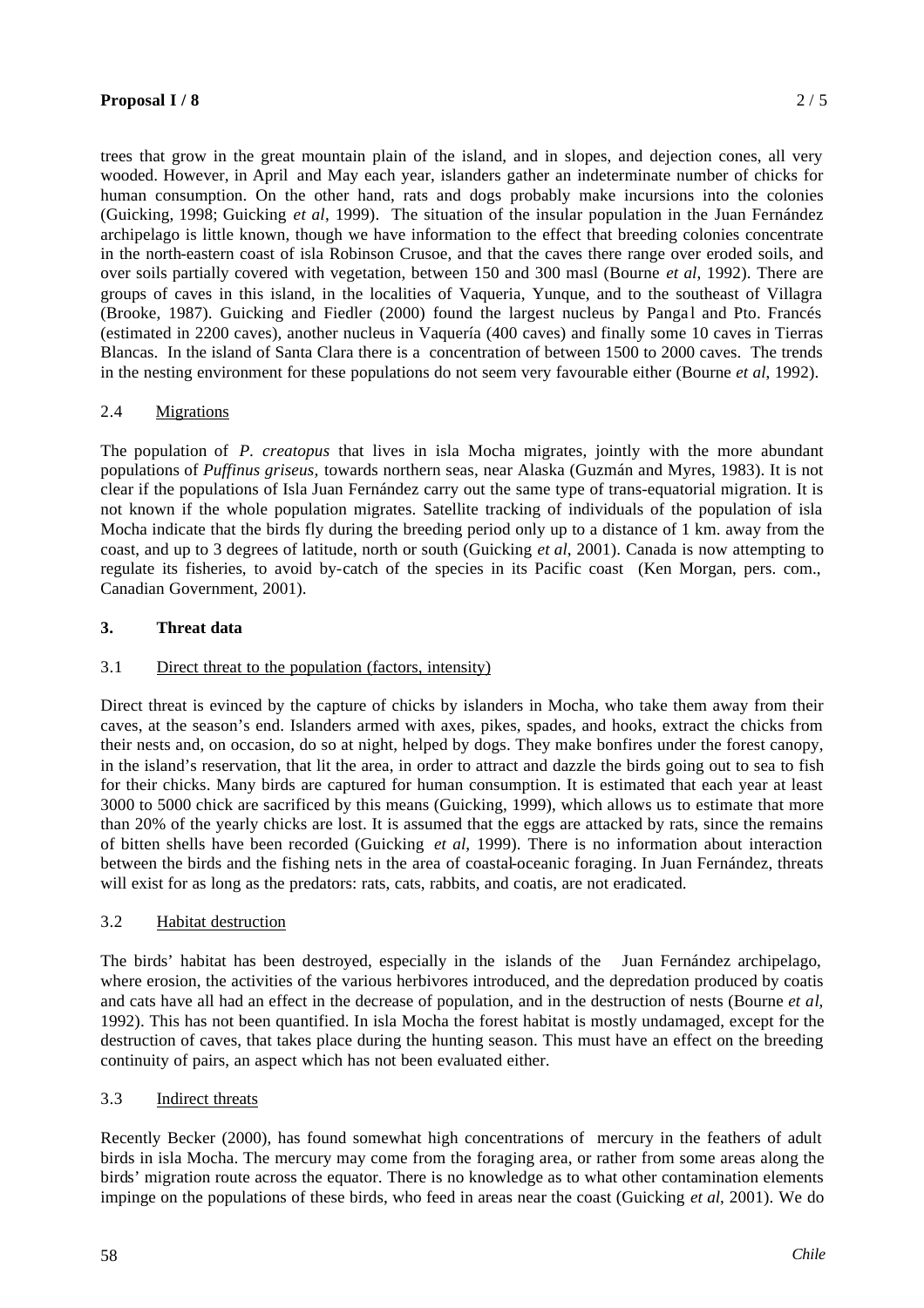trees that grow in the great mountain plain of the island, and in slopes, and dejection cones, all very wooded. However, in April and May each year, islanders gather an indeterminate number of chicks for human consumption. On the other hand, rats and dogs probably make incursions into the colonies (Guicking, 1998; Guicking *et al*, 1999). The situation of the insular population in the Juan Fernández archipelago is little known, though we have information to the effect that breeding colonies concentrate in the north-eastern coast of isla Robinson Crusoe, and that the caves there range over eroded soils, and over soils partially covered with vegetation, between 150 and 300 masl (Bourne *et al*, 1992). There are groups of caves in this island, in the localities of Vaqueria, Yunque, and to the southeast of Villagra (Brooke, 1987). Guicking and Fiedler (2000) found the largest nucleus by Pangal and Pto. Francés (estimated in 2200 caves), another nucleus in Vaquería (400 caves) and finally some 10 caves in Tierras Blancas. In the island of Santa Clara there is a concentration of between 1500 to 2000 caves. The trends in the nesting environment for these populations do not seem very favourable either (Bourne *et al*, 1992).

### 2.4 Migrations

The population of *P. creatopus* that lives in isla Mocha migrates, jointly with the more abundant populations of *Puffinus griseus,* towards northern seas, near Alaska (Guzmán and Myres, 1983). It is not clear if the populations of Isla Juan Fernández carry out the same type of trans-equatorial migration. It is not known if the whole population migrates. Satellite tracking of individuals of the population of isla Mocha indicate that the birds fly during the breeding period only up to a distance of 1 km. away from the coast, and up to 3 degrees of latitude, north or south (Guicking *et al*, 2001). Canada is now attempting to regulate its fisheries, to avoid by-catch of the species in its Pacific coast (Ken Morgan, pers. com., Canadian Government, 2001).

## 3. Threat data

### 3.1 Direct threat to the population (factors, intensity)

Direct threat is evinced by the capture of chicks by islanders in Mocha, who take them away from their caves, at the season's end. Islanders armed with axes, pikes, spades, and hooks, extract the chicks from their nests and, on occasion, do so at night, helped by dogs. They make bonfires under the forest canopy, in the island's reservation, that lit the area, in order to attract and dazzle the birds going out to sea to fish for their chicks. Many birds are captured for human consumption. It is estimated that each year at least 3000 to 5000 chick are sacrificed by this means (Guicking, 1999), which allows us to estimate that more than 20% of the yearly chicks are lost. It is assumed that the eggs are attacked by rats, since the remains of bitten shells have been recorded (Guicking *et al*, 1999). There is no information about interaction between the birds and the fishing nets in the area of coastal-oceanic foraging. In Juan Fernández, threats will exist for as long as the predators: rats, cats, rabbits, and coatis, are not eradicated.

### 3.2 Habitat destruction

The birds' habitat has been destroyed, especially in the islands of the Juan Fernández archipelago, where erosion, the activities of the various herbivores introduced, and the depredation produced by coatis and cats have all had an effect in the decrease of population, and in the destruction of nests (Bourne *et al*, 1992). This has not been quantified. In isla Mocha the forest habitat is mostly undamaged, except for the destruction of caves, that takes place during the hunting season. This must have an effect on the breeding continuity of pairs, an aspect which has not been evaluated either.

### 3.3 Indirect threats

Recently Becker (2000), has found somewhat high concentrations of mercury in the feathers of adult birds in isla Mocha. The mercury may come from the foraging area, or rather from some areas along the birds' migration route across the equator. There is no knowledge as to what other contamination elements impinge on the populations of these birds, who feed in areas near the coast (Guicking *et al*, 2001). We do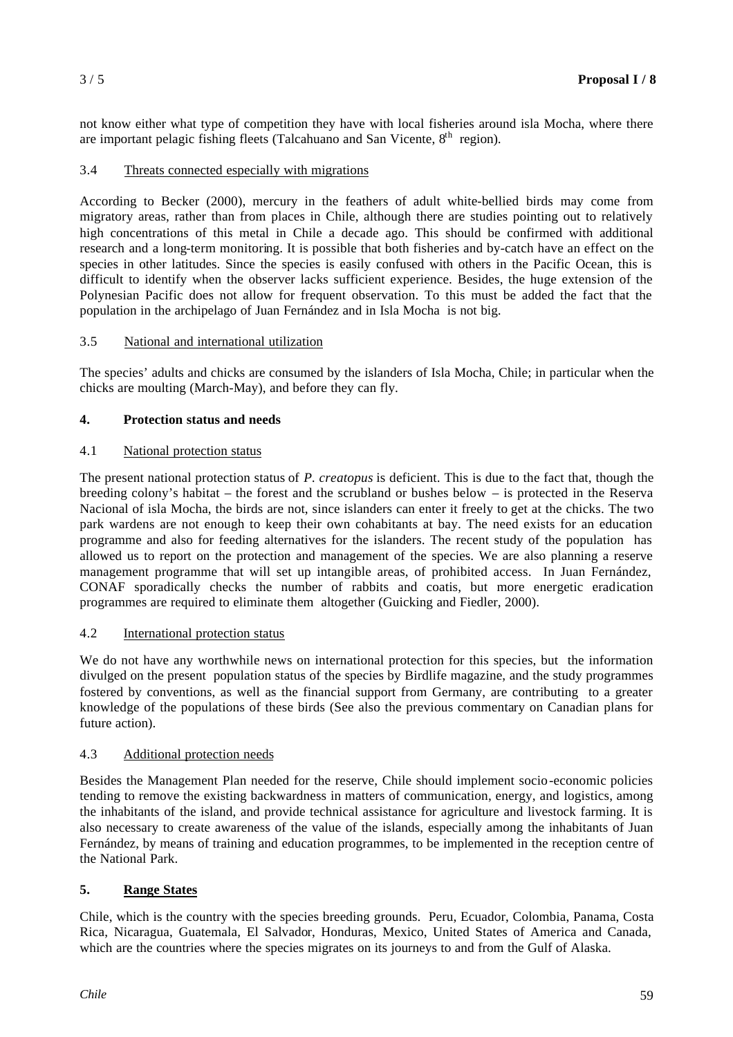not know either what type of competition they have with local fisheries around isla Mocha, where there are important pelagic fishing fleets (Talcahuano and San Vicente, $8^{th}$ region).

### 3.4 Threats connected especially with migrations

According to Becker (2000), mercury in the feathers of adult white-bellied birds may come from migratory areas, rather than from places in Chile, although there are studies pointing out to relatively high concentrations of this metal in Chile a decade ago. This should be confirmed with additional research and a long-term monitoring. It is possible that both fisheries and by-catch have an effect on the species in other latitudes. Since the species is easily confused with others in the Pacific Ocean, this is difficult to identify when the observer lacks sufficient experience. Besides, the huge extension of the Polynesian Pacific does not allow for frequent observation. To this must be added the fact that the population in the archipelago of Juan Fernández and in Isla Mocha is not big.

### 3.5 National and international utilization

The species' adults and chicks are consumed by the islanders of Isla Mocha, Chile; in particular when the chicks are moulting (March-May), and before they can fly.

## 4. Protection status and needs

### 4.1 National protection status

The present national protection status of *P. creatopus* is deficient. This is due to the fact that, though the breeding colony's habitat – the forest and the scrubland or bushes below – is protected in the Reserva Nacional of isla Mocha, the birds are not, since islanders can enter it freely to get at the chicks. The two park wardens are not enough to keep their own cohabitants at bay. The need exists for an education programme and also for feeding alternatives for the islanders. The recent study of the population has allowed us to report on the protection and management of the species. We are also planning a reserve management programme that will set up intangible areas, of prohibited access. In Juan Fernández, CONAF sporadically checks the number of rabbits and coatis, but more energetic eradication programmes are required to eliminate them altogether (Guicking and Fiedler, 2000).

### 4.2 International protection status

We do not have any worthwhile news on international protection for this species, but the information divulged on the present population status of the species by Birdlife magazine, and the study programmes fostered by conventions, as well as the financial support from Germany, are contributing to a greater knowledge of the populations of these birds (See also the previous commentary on Canadian plans for future action).

### 4.3 Additional protection needs

Besides the Management Plan needed for the reserve, Chile should implement socio-economic policies tending to remove the existing backwardness in matters of communication, energy, and logistics, among the inhabitants of the island, and provide technical assistance for agriculture and livestock farming. It is also necessary to create awareness of the value of the islands, especially among the inhabitants of Juan Fernández, by means of training and education programmes, to be implemented in the reception centre of the National Park.

## 5. Range States

Chile, which is the country with the species breeding grounds. Peru, Ecuador, Colombia, Panama, Costa Rica, Nicaragua, Guatemala, El Salvador, Honduras, Mexico, United States of America and Canada, which are the countries where the species migrates on its journeys to and from the Gulf of Alaska.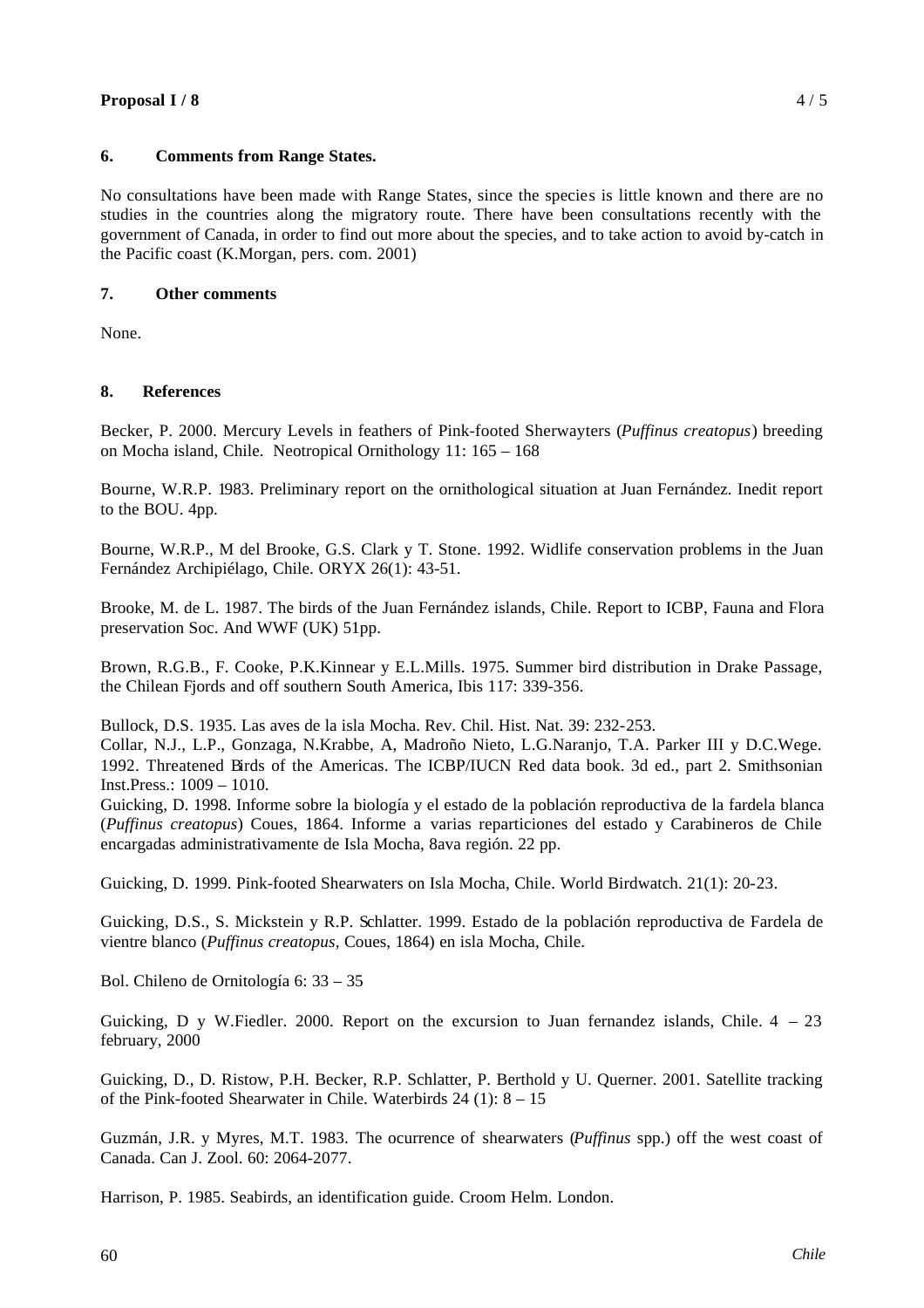## 6. Comments from Range States.

No consultations have been made with Range States, since the species is little known and there are no studies in the countries along the migratory route. There have been consultations recently with the government of Canada, in order to find out more about the species, and to take action to avoid by-catch in the Pacific coast (K.Morgan, pers. com. 2001)

## 7. Other comments

None.

## 8. References

Becker, P. 2000. Mercury Levels in feathers of Pink-footed Sherwayters (*Puffinus creatopus*) breeding on Mocha island, Chile. Neotropical Ornithology 11: 165 – 168

Bourne, W.R.P. 1983. Preliminary report on the ornithological situation at Juan Fernández. Inedit report to the BOU. 4pp.

Bourne, W.R.P., M del Brooke, G.S. Clark y T. Stone. 1992. Widlife conservation problems in the Juan Fernández Archipiélago, Chile. ORYX 26(1): 43-51.

Brooke, M. de L. 1987. The birds of the Juan Fernández islands, Chile. Report to ICBP, Fauna and Flora preservation Soc. And WWF (UK) 51pp.

Brown, R.G.B., F. Cooke, P.K.Kinnear y E.L.Mills. 1975. Summer bird distribution in Drake Passage, the Chilean Fjords and off southern South America, Ibis 117: 339-356.

Bullock, D.S. 1935. Las aves de la isla Mocha. Rev. Chil. Hist. Nat. 39: 232-253.

Collar, N.J., L.P., Gonzaga, N.Krabbe, A, Madroño Nieto, L.G.Naranjo, T.A. Parker III y D.C.Wege. 1992. Threatened Birds of the Americas. The ICBP/IUCN Red data book. 3d ed., part 2. Smithsonian Inst.Press.: 1009 – 1010.

Guicking, D. 1998. Informe sobre la biología y el estado de la población reproductiva de la fardela blanca (*Puffinus creatopus*) Coues, 1864. Informe a varias reparticiones del estado y Carabineros de Chile encargadas administrativamente de Isla Mocha, 8ava región. 22 pp.

Guicking, D. 1999. Pink-footed Shearwaters on Isla Mocha, Chile. World Birdwatch. 21(1): 20-23.

Guicking, D.S., S. Mickstein y R.P. Schlatter. 1999. Estado de la población reproductiva de Fardela de vientre blanco (*Puffinus creatopus*, Coues, 1864) en isla Mocha, Chile.

Bol. Chileno de Ornitología 6: 33 – 35

Guicking, D y W.Fiedler. 2000. Report on the excursion to Juan fernandez islands, Chile. 4 – 23 february, 2000

Guicking, D., D. Ristow, P.H. Becker, R.P. Schlatter, P. Berthold y U. Querner. 2001. Satellite tracking of the Pink-footed Shearwater in Chile. Waterbirds 24 (1): 8 – 15

Guzmán, J.R. y Myres, M.T. 1983. The ocurrence of shearwaters (*Puffinus* spp.) off the west coast of Canada. Can J. Zool. 60: 2064-2077.

Harrison, P. 1985. Seabirds, an identification guide. Croom Helm. London.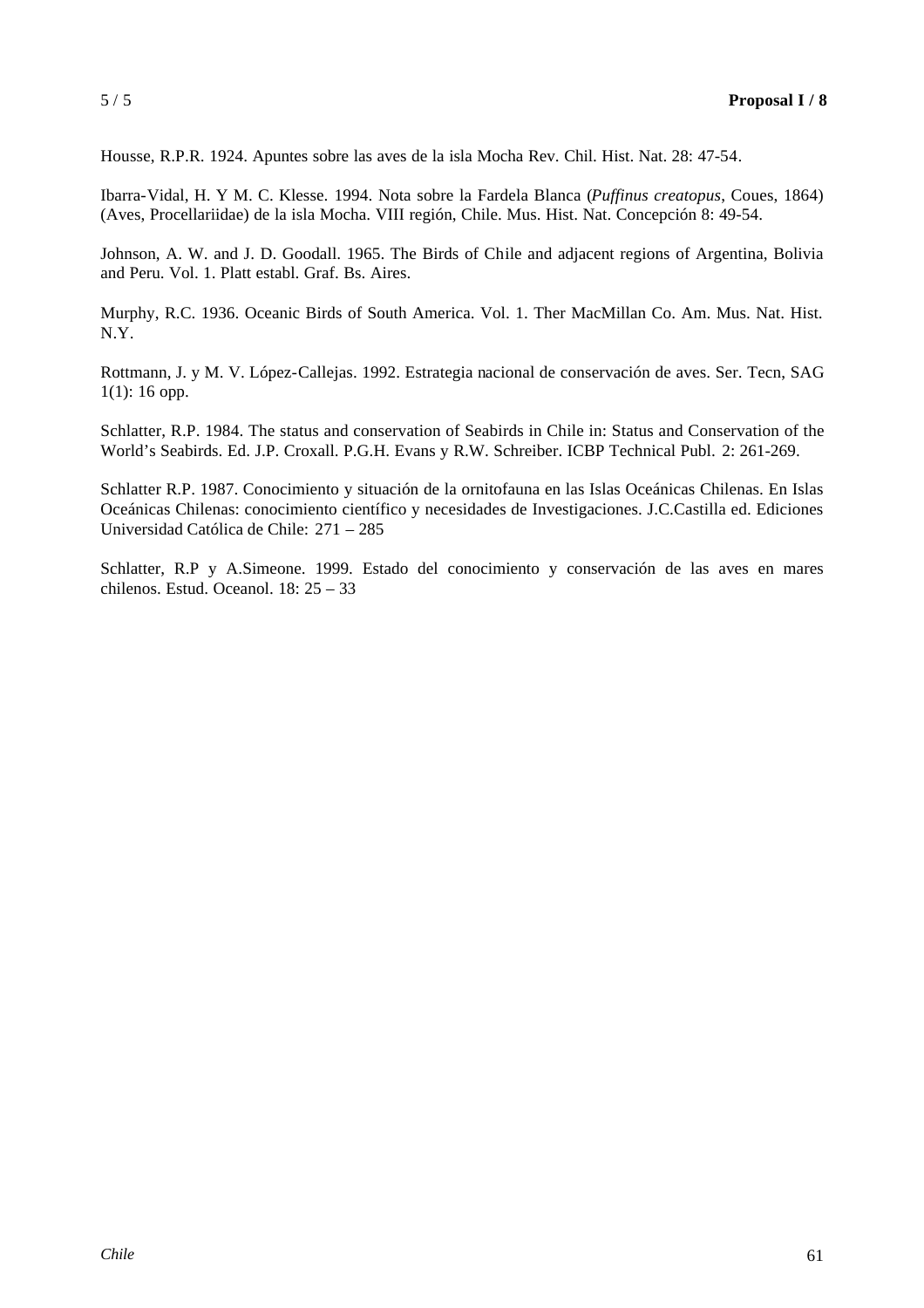Housse, R.P.R. 1924. Apuntes sobre las aves de la isla Mocha Rev. Chil. Hist. Nat. 28: 47-54.

Ibarra-Vidal, H. Y M. C. Klesse. 1994. Nota sobre la Fardela Blanca (*Puffinus creatopus*, Coues, 1864) (Aves, Procellariidae) de la isla Mocha. VIII región, Chile. Mus. Hist. Nat. Concepción 8: 49-54.

Johnson, A. W. and J. D. Goodall. 1965. The Birds of Chile and adjacent regions of Argentina, Bolivia and Peru. Vol. 1. Platt establ. Graf. Bs. Aires.

Murphy, R.C. 1936. Oceanic Birds of South America. Vol. 1. Ther MacMillan Co. Am. Mus. Nat. Hist. N.Y.

Rottmann, J. y M. V. López-Callejas. 1992. Estrategia nacional de conservación de aves. Ser. Tecn, SAG 1(1): 16 opp.

Schlatter, R.P. 1984. The status and conservation of Seabirds in Chile in: Status and Conservation of the World's Seabirds. Ed. J.P. Croxall. P.G.H. Evans y R.W. Schreiber. ICBP Technical Publ. 2: 261-269.

Schlatter R.P. 1987. Conocimiento y situación de la ornitofauna en las Islas Oceánicas Chilenas. En Islas Oceánicas Chilenas: conocimiento científico y necesidades de Investigaciones. J.C.Castilla ed. Ediciones Universidad Católica de Chile: 271 – 285

Schlatter, R.P y A.Simeone. 1999. Estado del conocimiento y conservación de las aves en mares chilenos. Estud. Oceanol. 18: 25 – 33